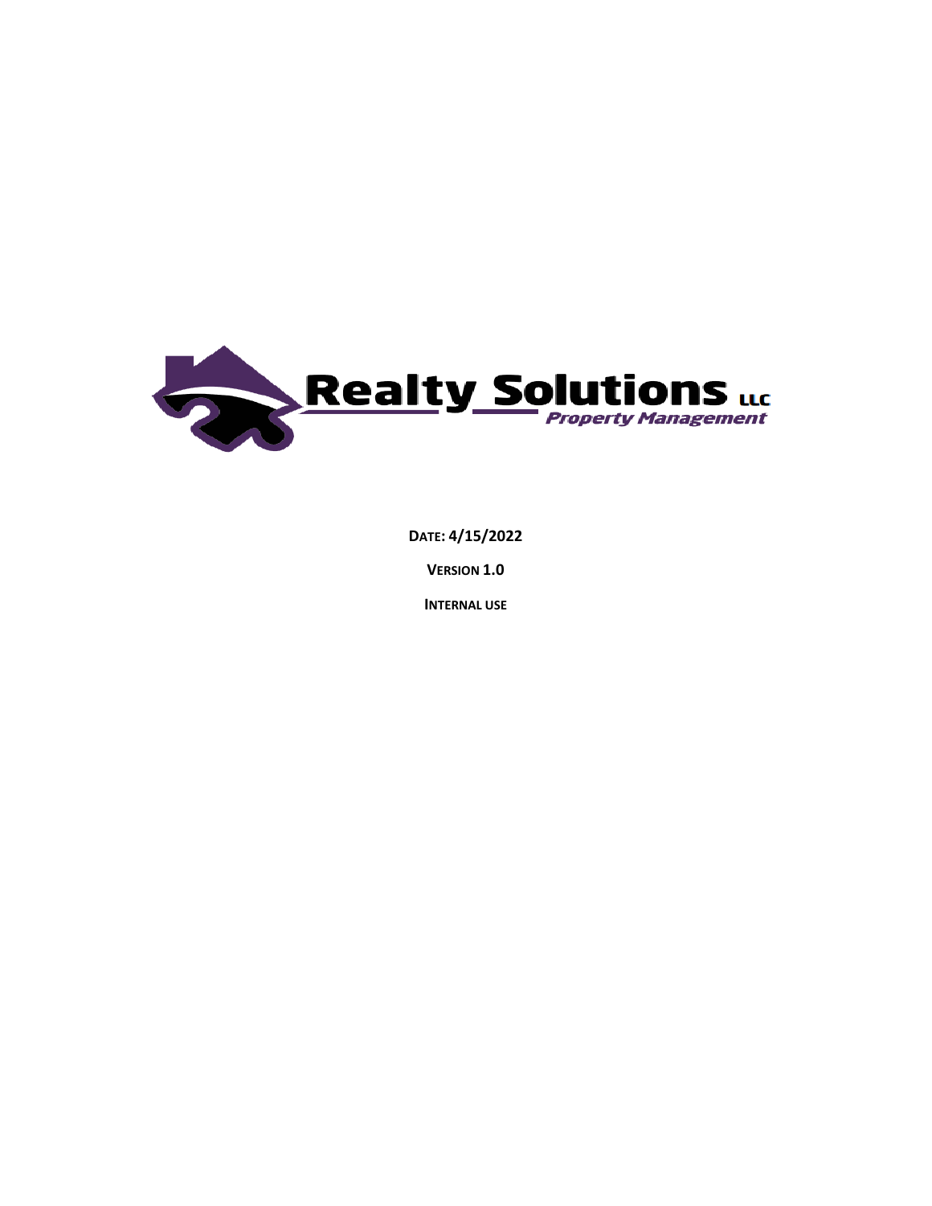Realty Solutions LLC

*Property Management*

**DATE: 4/15/2022**

**VERSION 1.0**

**INTERNAL USE**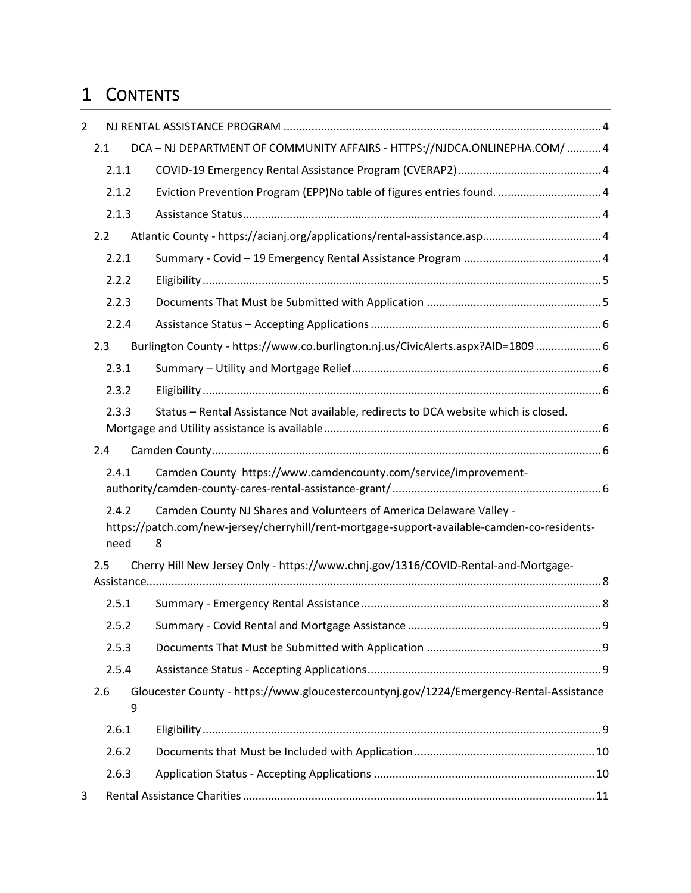# 1 CONTENTS

2 NJ RENTAL ASSISTANCE PROGRAM ..... 4

- 2.1 DCA – NJ DEPARTMENT OF COMMUNITY AFFAIRS - HTTPS://NJDCA.ONLINEPHA.COM/ ..... 4
  - 2.1.1 COVID-19 Emergency Rental Assistance Program (CVERAP2) ..... 4
  - 2.1.2 Eviction Prevention Program (EPP)No table of figures entries found. ..... 4
  - 2.1.3 Assistance Status ..... 4
- 2.2 Atlantic County - https://acianj.org/applications/rental-assistance.asp ..... 4
  - 2.2.1 Summary - Covid – 19 Emergency Rental Assistance Program ..... 4
  - 2.2.2 Eligibility ..... 5
  - 2.2.3 Documents That Must be Submitted with Application ..... 5
  - 2.2.4 Assistance Status – Accepting Applications ..... 6
- 2.3 Burlington County - https://www.co.burlington.nj.us/CivicAlerts.aspx?AID=1809 ..... 6
  - 2.3.1 Summary – Utility and Mortgage Relief ..... 6
  - 2.3.2 Eligibility ..... 6
  - 2.3.3 Status – Rental Assistance Not available, redirects to DCA website which is closed. Mortgage and Utility assistance is available ..... 6
- 2.4 Camden County ..... 6
  - 2.4.1 Camden County https://www.camdencounty.com/service/improvement-authority/camden-county-cares-rental-assistance-grant/ ..... 6
  - 2.4.2 Camden County NJ Shares and Volunteers of America Delaware Valley - https://patch.com/new-jersey/cherryhill/rent-mortgage-support-available-camden-co-residents-need 8
- 2.5 Cherry Hill New Jersey Only - https://www.chnj.gov/1316/COVID-Rental-and-Mortgage-Assistance ..... 8
  - 2.5.1 Summary - Emergency Rental Assistance ..... 8
  - 2.5.2 Summary - Covid Rental and Mortgage Assistance ..... 9
  - 2.5.3 Documents That Must be Submitted with Application ..... 9
  - 2.5.4 Assistance Status - Accepting Applications ..... 9
- 2.6 Gloucester County - https://www.gloucestercountynj.gov/1224/Emergency-Rental-Assistance 9
  - 2.6.1 Eligibility ..... 9
  - 2.6.2 Documents that Must be Included with Application ..... 10
  - 2.6.3 Application Status - Accepting Applications ..... 10

3 Rental Assistance Charities ..... 11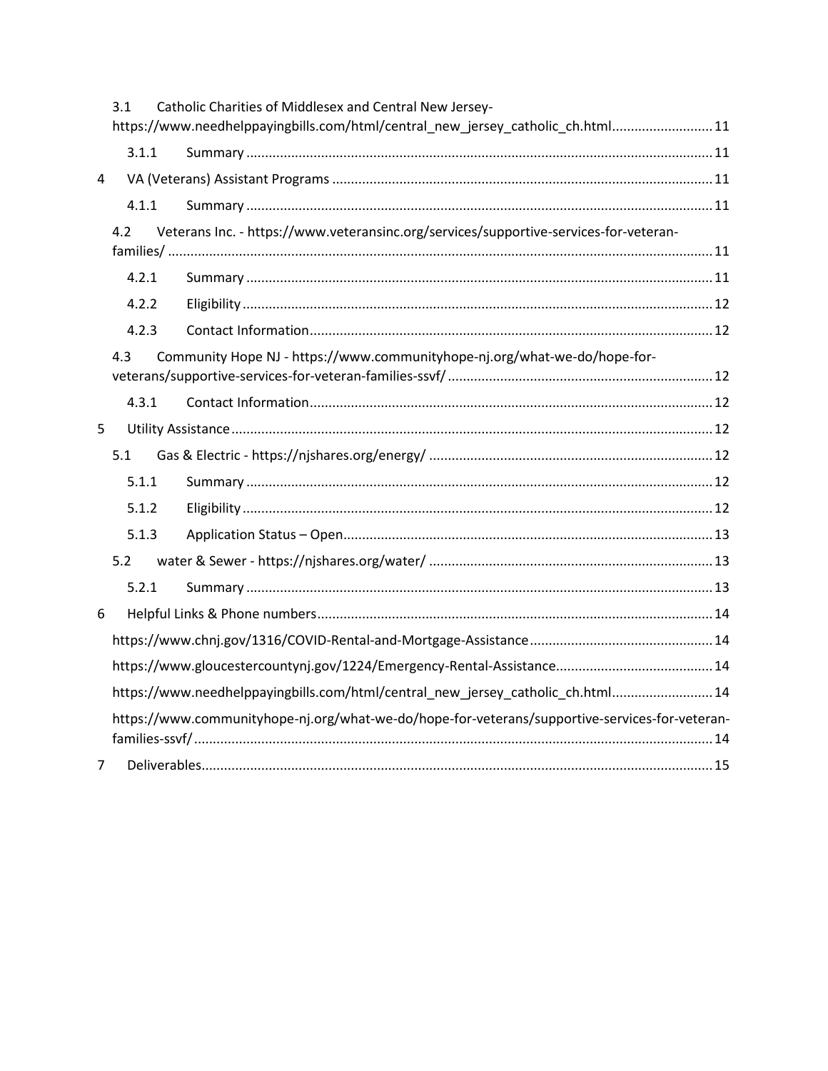3.1 Catholic Charities of Middlesex and Central New Jersey- https://www.needhelppayingbills.com/html/central_new_jersey_catholic_ch.html .......... 11

3.1.1 Summary .......... 11

4 VA (Veterans) Assistant Programs .......... 11

4.1.1 Summary .......... 11

4.2 Veterans Inc. - https://www.veteransinc.org/services/supportive-services-for-veteran-families/ .......... 11

4.2.1 Summary .......... 11

4.2.2 Eligibility .......... 12

4.2.3 Contact Information .......... 12

4.3 Community Hope NJ - https://www.communityhope-nj.org/what-we-do/hope-for-veterans/supportive-services-for-veteran-families-ssvf/ .......... 12

4.3.1 Contact Information .......... 12

5 Utility Assistance .......... 12

5.1 Gas & Electric - https://njshares.org/energy/ .......... 12

5.1.1 Summary .......... 12

5.1.2 Eligibility .......... 12

5.1.3 Application Status – Open .......... 13

5.2 water & Sewer - https://njshares.org/water/ .......... 13

5.2.1 Summary .......... 13

6 Helpful Links & Phone numbers .......... 14

https://www.chnj.gov/1316/COVID-Rental-and-Mortgage-Assistance .......... 14

https://www.gloucestercountynj.gov/1224/Emergency-Rental-Assistance .......... 14

https://www.needhelppayingbills.com/html/central_new_jersey_catholic_ch.html .......... 14

https://www.communityhope-nj.org/what-we-do/hope-for-veterans/supportive-services-for-veteran-families-ssvf/ .......... 14

7 Deliverables .......... 15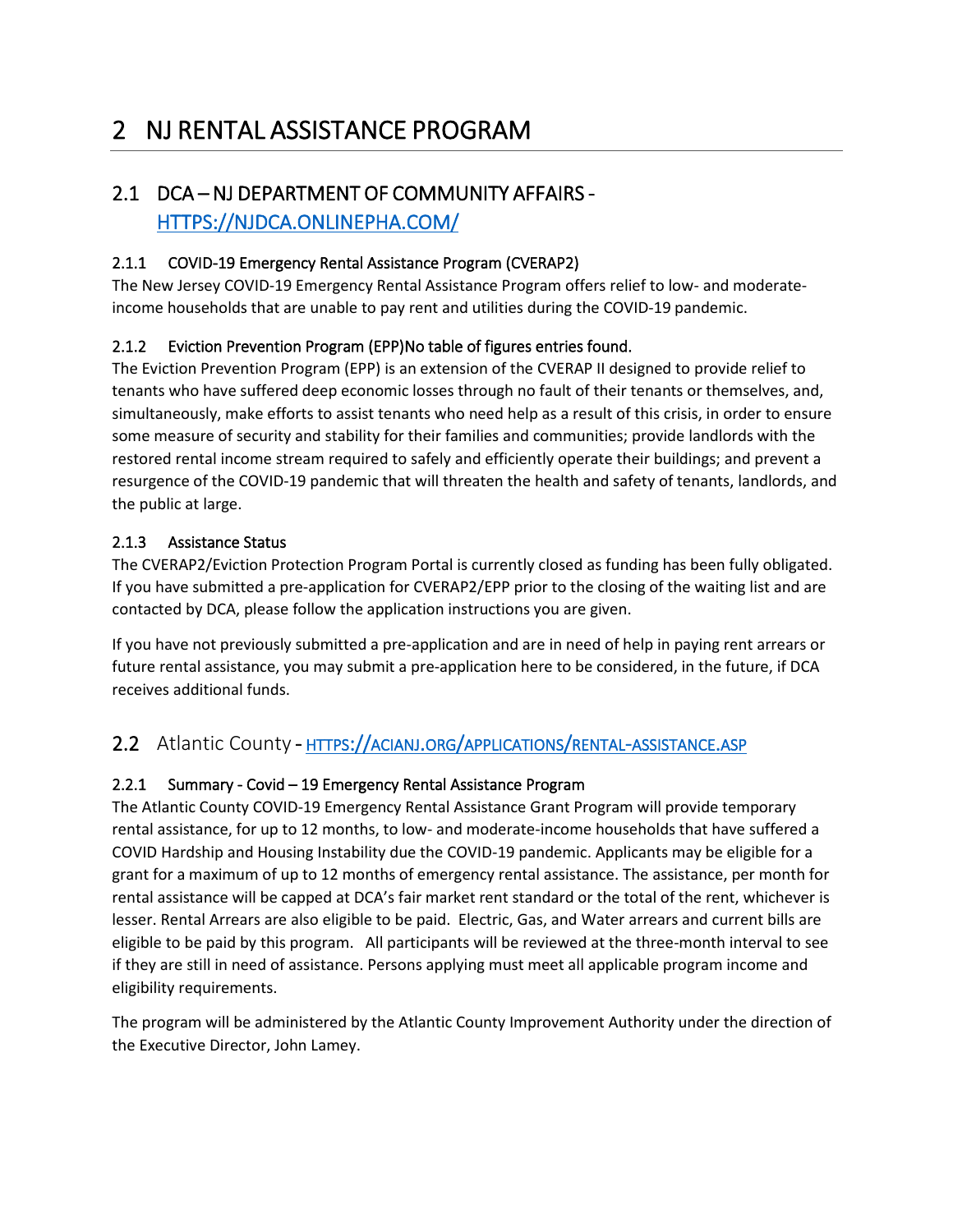# 2 NJ RENTAL ASSISTANCE PROGRAM

## 2.1 DCA – NJ DEPARTMENT OF COMMUNITY AFFAIRS - [HTTPS://NJDCA.ONLINEPHA.COM/](https://njdca.onlinepha.com/)

### 2.1.1 COVID-19 Emergency Rental Assistance Program (CVERAP2)

The New Jersey COVID-19 Emergency Rental Assistance Program offers relief to low- and moderate-income households that are unable to pay rent and utilities during the COVID-19 pandemic.

### 2.1.2 Eviction Prevention Program (EPP)No table of figures entries found.

The Eviction Prevention Program (EPP) is an extension of the CVERAP II designed to provide relief to tenants who have suffered deep economic losses through no fault of their tenants or themselves, and, simultaneously, make efforts to assist tenants who need help as a result of this crisis, in order to ensure some measure of security and stability for their families and communities; provide landlords with the restored rental income stream required to safely and efficiently operate their buildings; and prevent a resurgence of the COVID-19 pandemic that will threaten the health and safety of tenants, landlords, and the public at large.

### 2.1.3 Assistance Status

The CVERAP2/Eviction Protection Program Portal is currently closed as funding has been fully obligated. If you have submitted a pre-application for CVERAP2/EPP prior to the closing of the waiting list and are contacted by DCA, please follow the application instructions you are given.

If you have not previously submitted a pre-application and are in need of help in paying rent arrears or future rental assistance, you may submit a pre-application here to be considered, in the future, if DCA receives additional funds.

## 2.2 Atlantic County - [HTTPS://ACIANJ.ORG/APPLICATIONS/RENTAL-ASSISTANCE.ASP](https://acianj.org/applications/rental-assistance.asp)

### 2.2.1 Summary - Covid – 19 Emergency Rental Assistance Program

The Atlantic County COVID-19 Emergency Rental Assistance Grant Program will provide temporary rental assistance, for up to 12 months, to low- and moderate-income households that have suffered a COVID Hardship and Housing Instability due the COVID-19 pandemic. Applicants may be eligible for a grant for a maximum of up to 12 months of emergency rental assistance. The assistance, per month for rental assistance will be capped at DCA's fair market rent standard or the total of the rent, whichever is lesser. Rental Arrears are also eligible to be paid. Electric, Gas, and Water arrears and current bills are eligible to be paid by this program. All participants will be reviewed at the three-month interval to see if they are still in need of assistance. Persons applying must meet all applicable program income and eligibility requirements.

The program will be administered by the Atlantic County Improvement Authority under the direction of the Executive Director, John Lamey.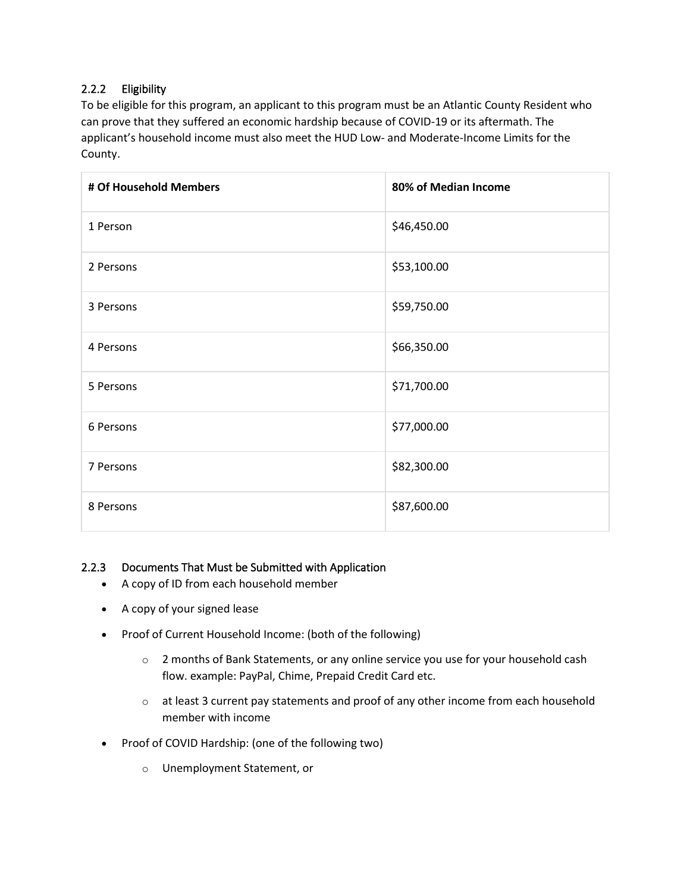### 2.2.2 Eligibility

To be eligible for this program, an applicant to this program must be an Atlantic County Resident who can prove that they suffered an economic hardship because of COVID-19 or its aftermath. The applicant's household income must also meet the HUD Low- and Moderate-Income Limits for the County.

| # Of Household Members | 80% of Median Income |
|---|---|
| 1 Person | $46,450.00 |
| 2 Persons | $53,100.00 |
| 3 Persons | $59,750.00 |
| 4 Persons | $66,350.00 |
| 5 Persons | $71,700.00 |
| 6 Persons | $77,000.00 |
| 7 Persons | $82,300.00 |
| 8 Persons | $87,600.00 |

### 2.2.3 Documents That Must be Submitted with Application

- A copy of ID from each household member
- A copy of your signed lease
- Proof of Current Household Income: (both of the following)
  - 2 months of Bank Statements, or any online service you use for your household cash flow. example: PayPal, Chime, Prepaid Credit Card etc.
  - at least 3 current pay statements and proof of any other income from each household member with income
- Proof of COVID Hardship: (one of the following two)
  - Unemployment Statement, or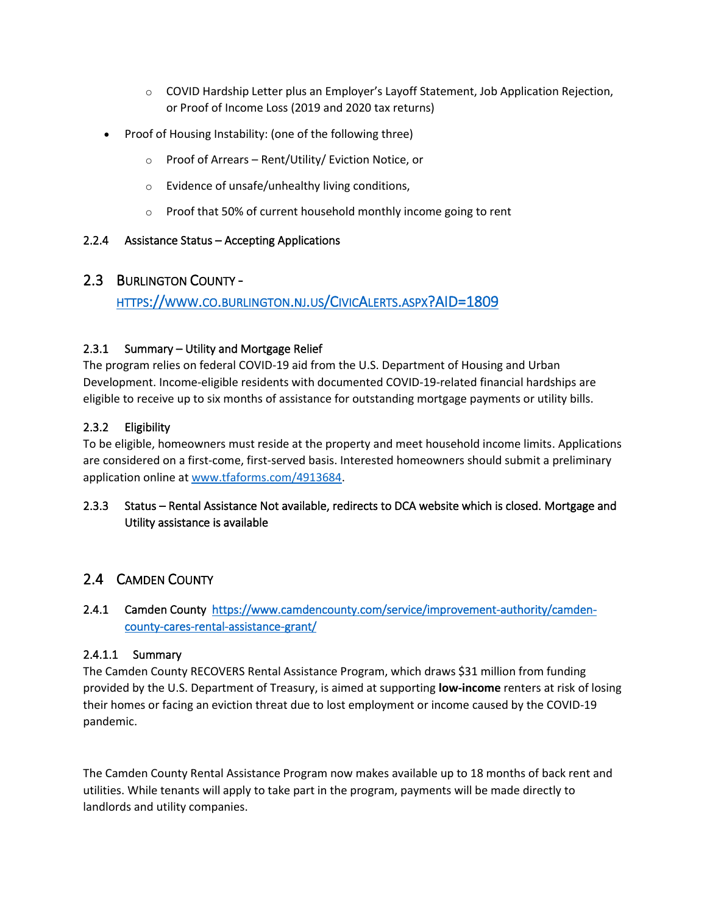- COVID Hardship Letter plus an Employer's Layoff Statement, Job Application Rejection, or Proof of Income Loss (2019 and 2020 tax returns)

- Proof of Housing Instability: (one of the following three)
  - Proof of Arrears – Rent/Utility/ Eviction Notice, or
  - Evidence of unsafe/unhealthy living conditions,
  - Proof that 50% of current household monthly income going to rent

#### 2.2.4 Assistance Status – Accepting Applications

## 2.3 BURLINGTON COUNTY - [HTTPS://WWW.CO.BURLINGTON.NJ.US/CIVICALERTS.ASPX?AID=1809](https://www.co.burlington.nj.us/CivicAlerts.aspx?AID=1809)

#### 2.3.1 Summary – Utility and Mortgage Relief

The program relies on federal COVID-19 aid from the U.S. Department of Housing and Urban Development. Income-eligible residents with documented COVID-19-related financial hardships are eligible to receive up to six months of assistance for outstanding mortgage payments or utility bills.

#### 2.3.2 Eligibility

To be eligible, homeowners must reside at the property and meet household income limits. Applications are considered on a first-come, first-served basis. Interested homeowners should submit a preliminary application online at [www.tfaforms.com/4913684](http://www.tfaforms.com/4913684).

#### 2.3.3 Status – Rental Assistance Not available, redirects to DCA website which is closed. Mortgage and Utility assistance is available

## 2.4 CAMDEN COUNTY

### 2.4.1 Camden County [https://www.camdencounty.com/service/improvement-authority/camden-county-cares-rental-assistance-grant/](https://www.camdencounty.com/service/improvement-authority/camden-county-cares-rental-assistance-grant/)

#### 2.4.1.1 Summary

The Camden County RECOVERS Rental Assistance Program, which draws $31 million from funding provided by the U.S. Department of Treasury, is aimed at supporting **low-income** renters at risk of losing their homes or facing an eviction threat due to lost employment or income caused by the COVID-19 pandemic.

The Camden County Rental Assistance Program now makes available up to 18 months of back rent and utilities. While tenants will apply to take part in the program, payments will be made directly to landlords and utility companies.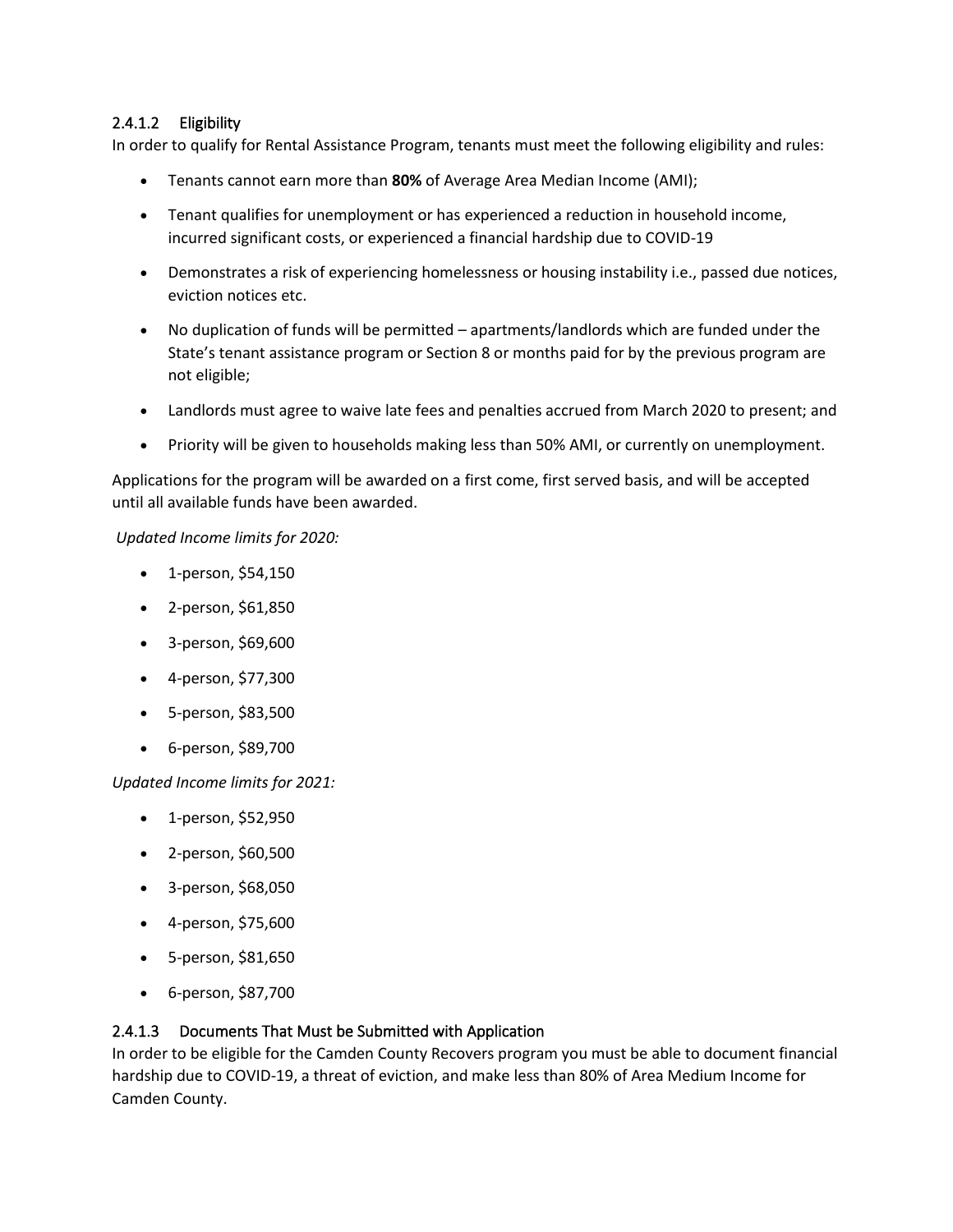#### 2.4.1.2 Eligibility

In order to qualify for Rental Assistance Program, tenants must meet the following eligibility and rules:

- Tenants cannot earn more than **80%** of Average Area Median Income (AMI);
- Tenant qualifies for unemployment or has experienced a reduction in household income, incurred significant costs, or experienced a financial hardship due to COVID-19
- Demonstrates a risk of experiencing homelessness or housing instability i.e., passed due notices, eviction notices etc.
- No duplication of funds will be permitted – apartments/landlords which are funded under the State's tenant assistance program or Section 8 or months paid for by the previous program are not eligible;
- Landlords must agree to waive late fees and penalties accrued from March 2020 to present; and
- Priority will be given to households making less than 50% AMI, or currently on unemployment.

Applications for the program will be awarded on a first come, first served basis, and will be accepted until all available funds have been awarded.

*Updated Income limits for 2020:*

- 1-person, $54,150
- 2-person, $61,850
- 3-person, $69,600
- 4-person, $77,300
- 5-person, $83,500
- 6-person, $89,700

*Updated Income limits for 2021:*

- 1-person, $52,950
- 2-person, $60,500
- 3-person, $68,050
- 4-person, $75,600
- 5-person, $81,650
- 6-person, $87,700

#### 2.4.1.3 Documents That Must be Submitted with Application

In order to be eligible for the Camden County Recovers program you must be able to document financial hardship due to COVID-19, a threat of eviction, and make less than 80% of Area Medium Income for Camden County.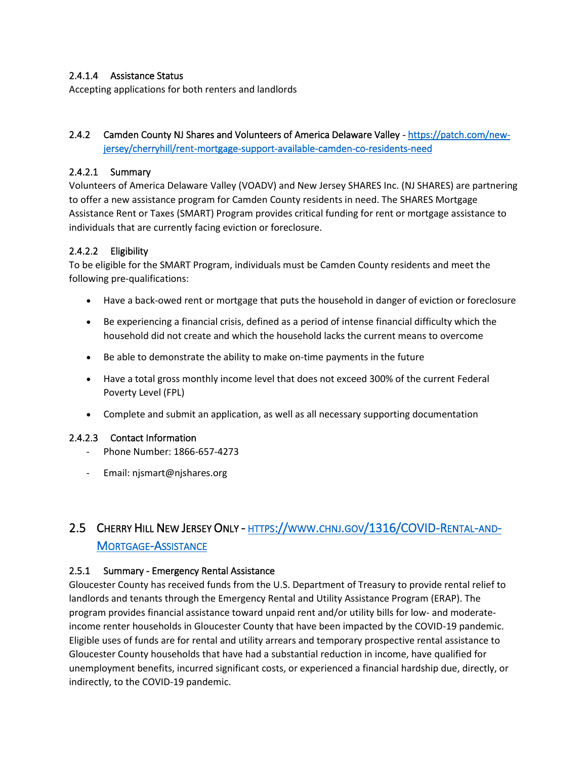#### 2.4.1.4 Assistance Status

Accepting applications for both renters and landlords

### 2.4.2 Camden County NJ Shares and Volunteers of America Delaware Valley - [https://patch.com/new-jersey/cherryhill/rent-mortgage-support-available-camden-co-residents-need](https://patch.com/new-jersey/cherryhill/rent-mortgage-support-available-camden-co-residents-need)

#### 2.4.2.1 Summary

Volunteers of America Delaware Valley (VOADV) and New Jersey SHARES Inc. (NJ SHARES) are partnering to offer a new assistance program for Camden County residents in need. The SHARES Mortgage Assistance Rent or Taxes (SMART) Program provides critical funding for rent or mortgage assistance to individuals that are currently facing eviction or foreclosure.

#### 2.4.2.2 Eligibility

To be eligible for the SMART Program, individuals must be Camden County residents and meet the following pre-qualifications:

- Have a back-owed rent or mortgage that puts the household in danger of eviction or foreclosure
- Be experiencing a financial crisis, defined as a period of intense financial difficulty which the household did not create and which the household lacks the current means to overcome
- Be able to demonstrate the ability to make on-time payments in the future
- Have a total gross monthly income level that does not exceed 300% of the current Federal Poverty Level (FPL)
- Complete and submit an application, as well as all necessary supporting documentation

#### 2.4.2.3 Contact Information

- Phone Number: 1866-657-4273
- Email: njsmart@njshares.org

## 2.5 Cherry Hill New Jersey Only - [https://www.chnj.gov/1316/COVID-Rental-and-Mortgage-Assistance](https://www.chnj.gov/1316/COVID-Rental-and-Mortgage-Assistance)

### 2.5.1 Summary - Emergency Rental Assistance

Gloucester County has received funds from the U.S. Department of Treasury to provide rental relief to landlords and tenants through the Emergency Rental and Utility Assistance Program (ERAP). The program provides financial assistance toward unpaid rent and/or utility bills for low- and moderate-income renter households in Gloucester County that have been impacted by the COVID-19 pandemic. Eligible uses of funds are for rental and utility arrears and temporary prospective rental assistance to Gloucester County households that have had a substantial reduction in income, have qualified for unemployment benefits, incurred significant costs, or experienced a financial hardship due, directly, or indirectly, to the COVID-19 pandemic.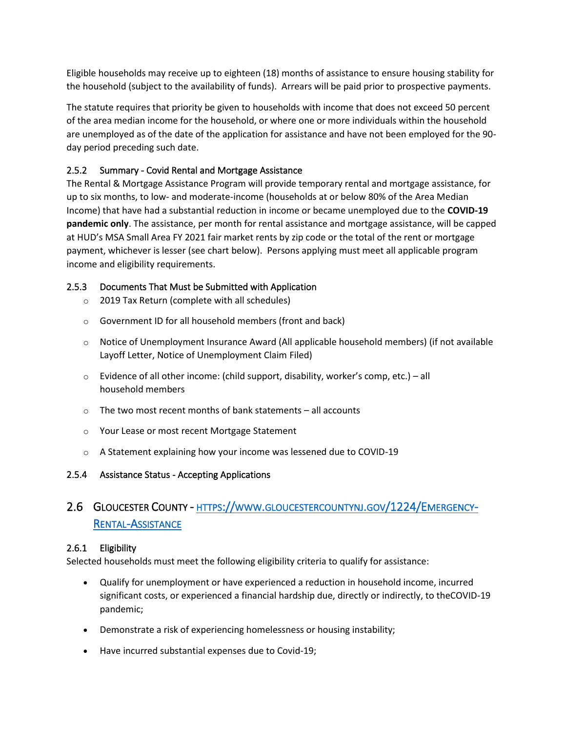Eligible households may receive up to eighteen (18) months of assistance to ensure housing stability for the household (subject to the availability of funds). Arrears will be paid prior to prospective payments.

The statute requires that priority be given to households with income that does not exceed 50 percent of the area median income for the household, or where one or more individuals within the household are unemployed as of the date of the application for assistance and have not been employed for the 90-day period preceding such date.

### 2.5.2 Summary - Covid Rental and Mortgage Assistance

The Rental & Mortgage Assistance Program will provide temporary rental and mortgage assistance, for up to six months, to low- and moderate-income (households at or below 80% of the Area Median Income) that have had a substantial reduction in income or became unemployed due to the **COVID-19 pandemic only**. The assistance, per month for rental assistance and mortgage assistance, will be capped at HUD's MSA Small Area FY 2021 fair market rents by zip code or the total of the rent or mortgage payment, whichever is lesser (see chart below). Persons applying must meet all applicable program income and eligibility requirements.

### 2.5.3 Documents That Must be Submitted with Application

- 2019 Tax Return (complete with all schedules)
- Government ID for all household members (front and back)
- Notice of Unemployment Insurance Award (All applicable household members) (if not available Layoff Letter, Notice of Unemployment Claim Filed)
- Evidence of all other income: (child support, disability, worker's comp, etc.) – all household members
- The two most recent months of bank statements – all accounts
- Your Lease or most recent Mortgage Statement
- A Statement explaining how your income was lessened due to COVID-19

### 2.5.4 Assistance Status - Accepting Applications

## 2.6 Gloucester County - [https://www.gloucestercountynj.gov/1224/Emergency-Rental-Assistance](https://www.gloucestercountynj.gov/1224/Emergency-Rental-Assistance)

### 2.6.1 Eligibility

Selected households must meet the following eligibility criteria to qualify for assistance:

- Qualify for unemployment or have experienced a reduction in household income, incurred significant costs, or experienced a financial hardship due, directly or indirectly, to theCOVID-19 pandemic;
- Demonstrate a risk of experiencing homelessness or housing instability;
- Have incurred substantial expenses due to Covid-19;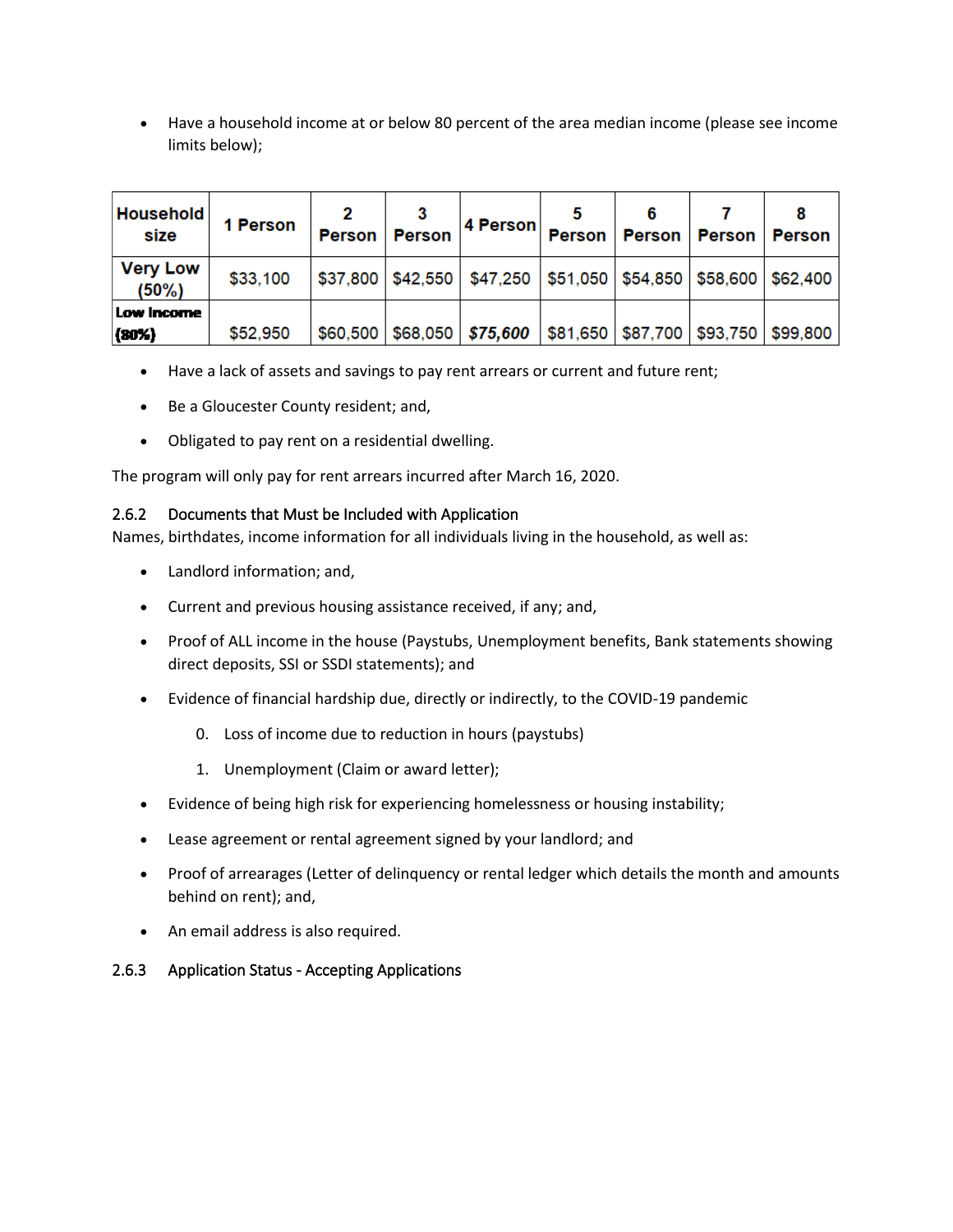- Have a household income at or below 80 percent of the area median income (please see income limits below);

| Household size | 1 Person | 2 Person | 3 Person | 4 Person | 5 Person | 6 Person | 7 Person | 8 Person |
|---|---|---|---|---|---|---|---|---|
| Very Low (50%) | $33,100 | $37,800 | $42,550 | $47,250 | $51,050 | $54,850 | $58,600 | $62,400 |
| **Low Income (80%)** | $52,950 | $60,500 | $68,050 | ***$75,600*** | $81,650 | $87,700 | $93,750 | $99,800 |

- Have a lack of assets and savings to pay rent arrears or current and future rent;
- Be a Gloucester County resident; and,
- Obligated to pay rent on a residential dwelling.

The program will only pay for rent arrears incurred after March 16, 2020.

### 2.6.2 Documents that Must be Included with Application

Names, birthdates, income information for all individuals living in the household, as well as:

- Landlord information; and,
- Current and previous housing assistance received, if any; and,
- Proof of ALL income in the house (Paystubs, Unemployment benefits, Bank statements showing direct deposits, SSI or SSDI statements); and
- Evidence of financial hardship due, directly or indirectly, to the COVID-19 pandemic
    0. Loss of income due to reduction in hours (paystubs)
    1. Unemployment (Claim or award letter);
- Evidence of being high risk for experiencing homelessness or housing instability;
- Lease agreement or rental agreement signed by your landlord; and
- Proof of arrearages (Letter of delinquency or rental ledger which details the month and amounts behind on rent); and,
- An email address is also required.

### 2.6.3 Application Status - Accepting Applications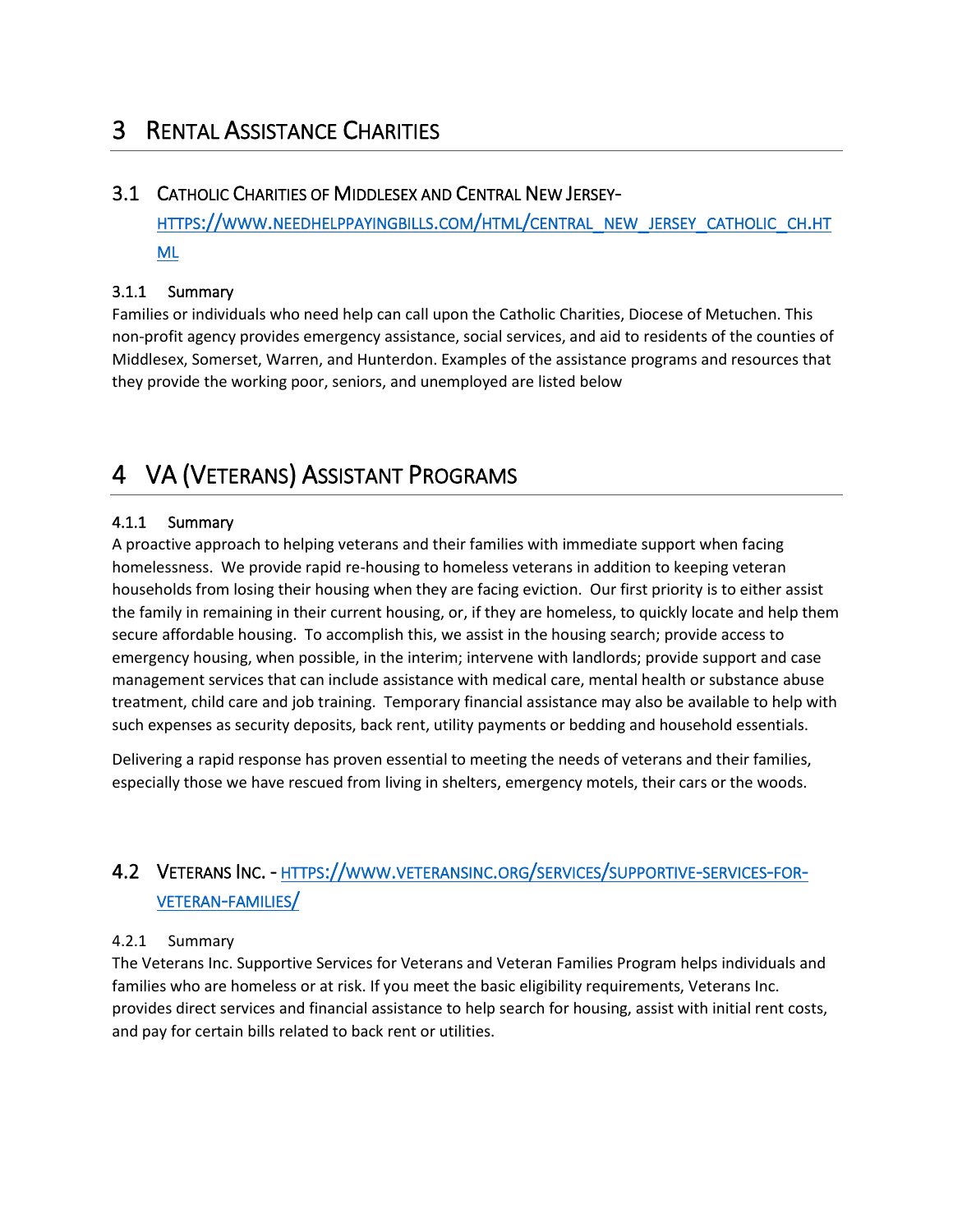# 3 Rental Assistance Charities

## 3.1 Catholic Charities of Middlesex and Central New Jersey- [https://www.needhelppayingbills.com/html/central_new_jersey_catholic_ch.html](https://www.needhelppayingbills.com/html/central_new_jersey_catholic_ch.html)

### 3.1.1 Summary

Families or individuals who need help can call upon the Catholic Charities, Diocese of Metuchen. This non-profit agency provides emergency assistance, social services, and aid to residents of the counties of Middlesex, Somerset, Warren, and Hunterdon. Examples of the assistance programs and resources that they provide the working poor, seniors, and unemployed are listed below

# 4 VA (Veterans) Assistant Programs

### 4.1.1 Summary

A proactive approach to helping veterans and their families with immediate support when facing homelessness. We provide rapid re-housing to homeless veterans in addition to keeping veteran households from losing their housing when they are facing eviction. Our first priority is to either assist the family in remaining in their current housing, or, if they are homeless, to quickly locate and help them secure affordable housing. To accomplish this, we assist in the housing search; provide access to emergency housing, when possible, in the interim; intervene with landlords; provide support and case management services that can include assistance with medical care, mental health or substance abuse treatment, child care and job training. Temporary financial assistance may also be available to help with such expenses as security deposits, back rent, utility payments or bedding and household essentials.

Delivering a rapid response has proven essential to meeting the needs of veterans and their families, especially those we have rescued from living in shelters, emergency motels, their cars or the woods.

## 4.2 Veterans Inc. - [https://www.veteransinc.org/services/supportive-services-for-veteran-families/](https://www.veteransinc.org/services/supportive-services-for-veteran-families/)

### 4.2.1 Summary

The Veterans Inc. Supportive Services for Veterans and Veteran Families Program helps individuals and families who are homeless or at risk. If you meet the basic eligibility requirements, Veterans Inc. provides direct services and financial assistance to help search for housing, assist with initial rent costs, and pay for certain bills related to back rent or utilities.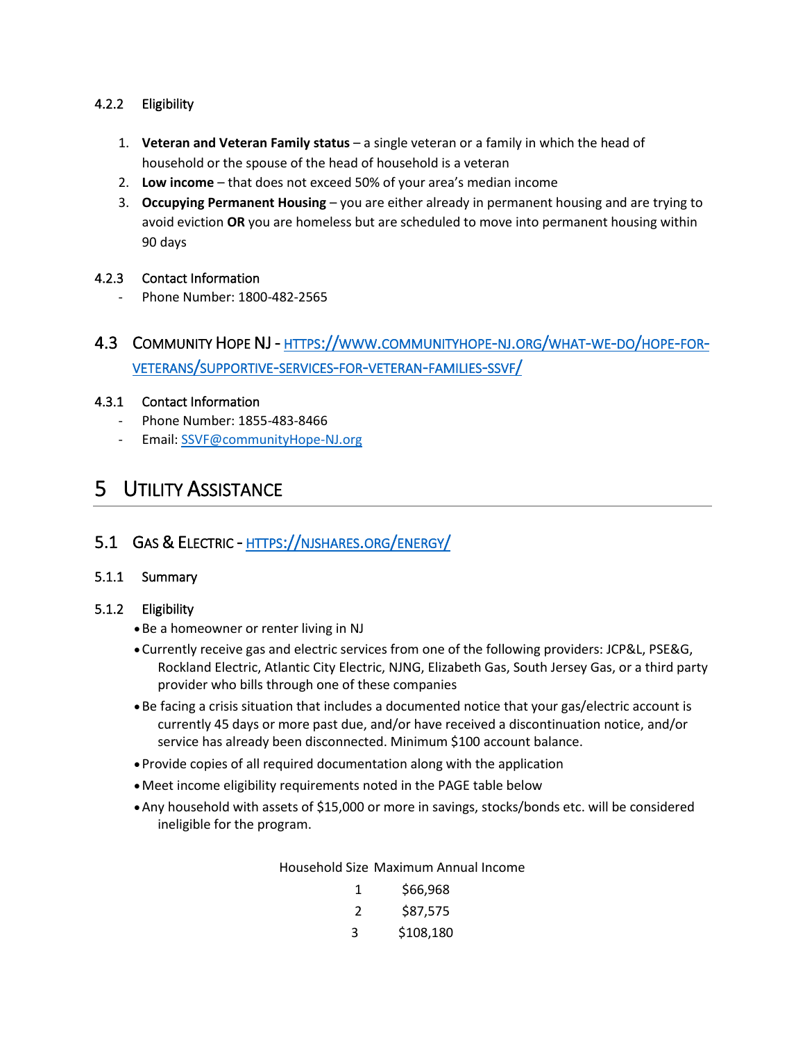#### 4.2.2 Eligibility

1. **Veteran and Veteran Family status** – a single veteran or a family in which the head of household or the spouse of the head of household is a veteran
2. **Low income** – that does not exceed 50% of your area's median income
3. **Occupying Permanent Housing** – you are either already in permanent housing and are trying to avoid eviction **OR** you are homeless but are scheduled to move into permanent housing within 90 days

#### 4.2.3 Contact Information

- Phone Number: 1800-482-2565

### 4.3 Community Hope NJ - [https://www.communityhope-nj.org/what-we-do/hope-for-veterans/supportive-services-for-veteran-families-ssvf/](https://www.communityhope-nj.org/what-we-do/hope-for-veterans/supportive-services-for-veteran-families-ssvf/)

#### 4.3.1 Contact Information

- Phone Number: 1855-483-8466
- Email: [SSVF@communityHope-NJ.org](mailto:SSVF@communityHope-NJ.org)

## 5 Utility Assistance

### 5.1 Gas & Electric - [https://njshares.org/energy/](https://njshares.org/energy/)

#### 5.1.1 Summary

#### 5.1.2 Eligibility

- Be a homeowner or renter living in NJ
- Currently receive gas and electric services from one of the following providers: JCP&L, PSE&G, Rockland Electric, Atlantic City Electric, NJNG, Elizabeth Gas, South Jersey Gas, or a third party provider who bills through one of these companies
- Be facing a crisis situation that includes a documented notice that your gas/electric account is currently 45 days or more past due, and/or have received a discontinuation notice, and/or service has already been disconnected. Minimum $100 account balance.
- Provide copies of all required documentation along with the application
- Meet income eligibility requirements noted in the PAGE table below
- Any household with assets of $15,000 or more in savings, stocks/bonds etc. will be considered ineligible for the program.

| Household Size | Maximum Annual Income |
|---|---|
| 1 | $66,968 |
| 2 | $87,575 |
| 3 | $108,180 |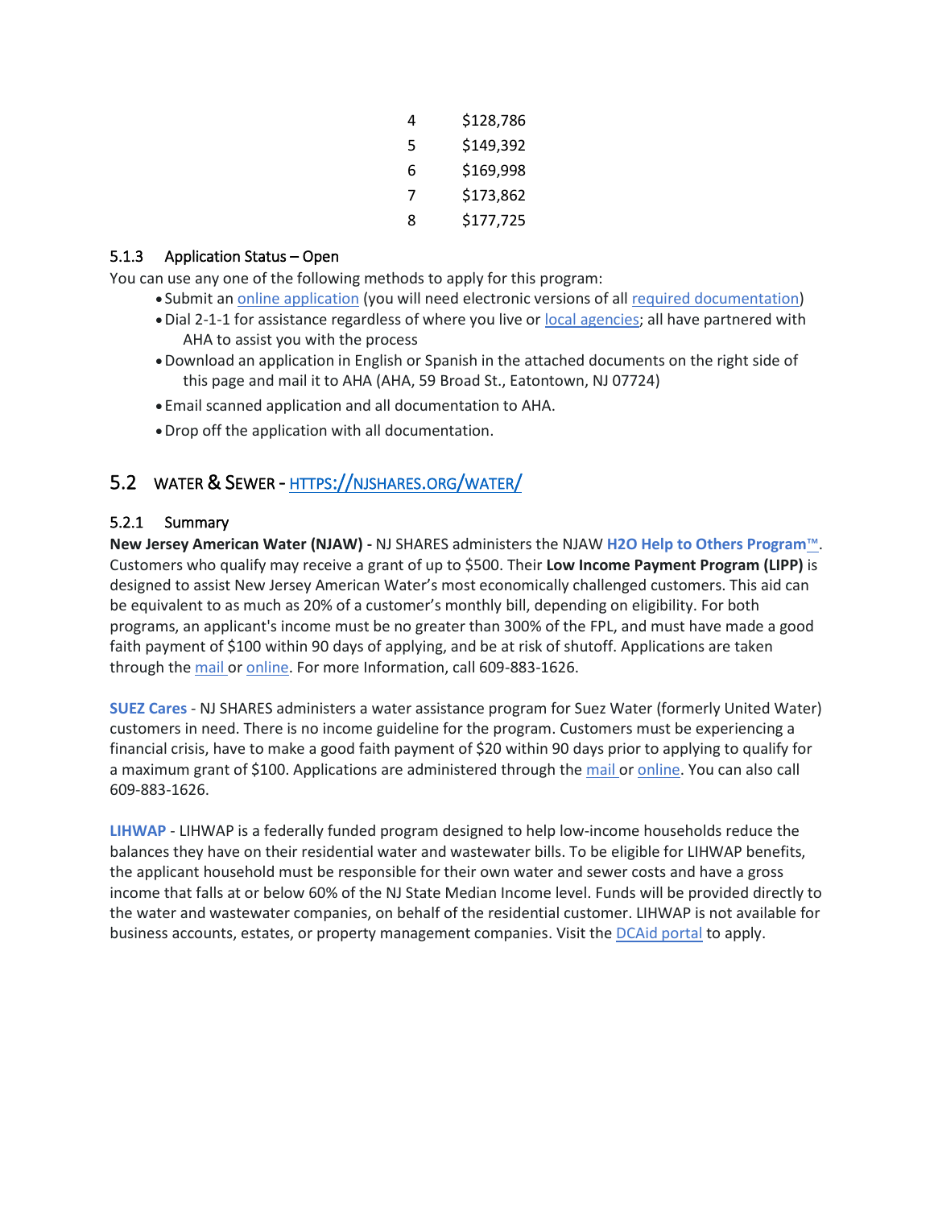| | |
|---|---|
| 4 | $128,786 |
| 5 | $149,392 |
| 6 | $169,998 |
| 7 | $173,862 |
| 8 | $177,725 |

### 5.1.3 Application Status – Open

You can use any one of the following methods to apply for this program:

- Submit an online application (you will need electronic versions of all required documentation)
- Dial 2-1-1 for assistance regardless of where you live or local agencies; all have partnered with AHA to assist you with the process
- Download an application in English or Spanish in the attached documents on the right side of this page and mail it to AHA (AHA, 59 Broad St., Eatontown, NJ 07724)
- Email scanned application and all documentation to AHA.
- Drop off the application with all documentation.

## 5.2 WATER & SEWER - HTTPS://NJSHARES.ORG/WATER/

### 5.2.1 Summary

**New Jersey American Water (NJAW) -** NJ SHARES administers the NJAW **H2O Help to Others Program™**. Customers who qualify may receive a grant of up to $500. Their **Low Income Payment Program (LIPP)** is designed to assist New Jersey American Water's most economically challenged customers. This aid can be equivalent to as much as 20% of a customer's monthly bill, depending on eligibility. For both programs, an applicant's income must be no greater than 300% of the FPL, and must have made a good faith payment of $100 within 90 days of applying, and be at risk of shutoff. Applications are taken through the mail or online. For more Information, call 609-883-1626.

**SUEZ Cares** - NJ SHARES administers a water assistance program for Suez Water (formerly United Water) customers in need. There is no income guideline for the program. Customers must be experiencing a financial crisis, have to make a good faith payment of $20 within 90 days prior to applying to qualify for a maximum grant of $100. Applications are administered through the mail or online. You can also call 609-883-1626.

**LIHWAP** - LIHWAP is a federally funded program designed to help low-income households reduce the balances they have on their residential water and wastewater bills. To be eligible for LIHWAP benefits, the applicant household must be responsible for their own water and sewer costs and have a gross income that falls at or below 60% of the NJ State Median Income level. Funds will be provided directly to the water and wastewater companies, on behalf of the residential customer. LIHWAP is not available for business accounts, estates, or property management companies. Visit the DCAid portal to apply.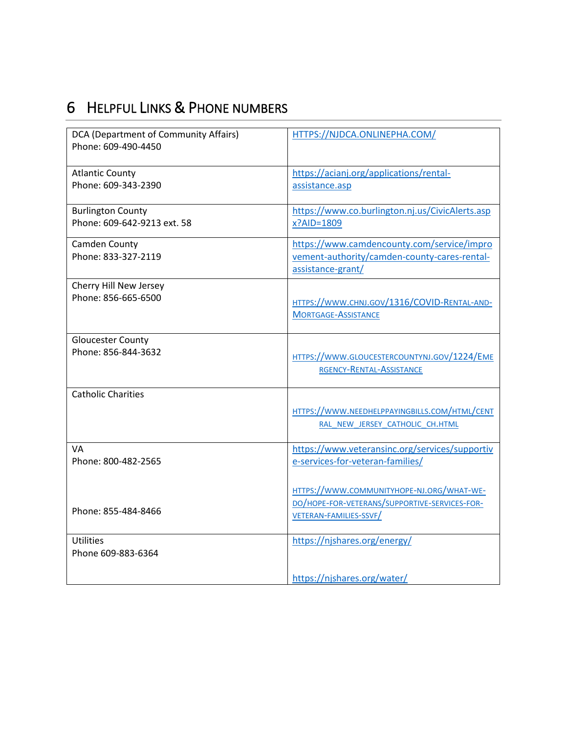# 6 Helpful Links & Phone numbers

| | |
|---|---|
| DCA (Department of Community Affairs)<br>Phone: 609-490-4450 | HTTPS://NJDCA.ONLINEPHA.COM/ |
| Atlantic County<br>Phone: 609-343-2390 | https://acianj.org/applications/rental-assistance.asp |
| Burlington County<br>Phone: 609-642-9213 ext. 58 | https://www.co.burlington.nj.us/CivicAlerts.aspx?AID=1809 |
| Camden County<br>Phone: 833-327-2119 | https://www.camdencounty.com/service/improvement-authority/camden-county-cares-rental-assistance-grant/ |
| Cherry Hill New Jersey<br>Phone: 856-665-6500 | HTTPS://WWW.CHNJ.GOV/1316/COVID-RENTAL-AND-MORTGAGE-ASSISTANCE |
| Gloucester County<br>Phone: 856-844-3632 | HTTPS://WWW.GLOUCESTERCOUNTYNJ.GOV/1224/EMERGENCY-RENTAL-ASSISTANCE |
| Catholic Charities | HTTPS://WWW.NEEDHELPPAYINGBILLS.COM/HTML/CENTRAL_NEW_JERSEY_CATHOLIC_CH.HTML |
| VA<br>Phone: 800-482-2565<br><br>Phone: 855-484-8466 | https://www.veteransinc.org/services/supportive-services-for-veteran-families/<br><br>HTTPS://WWW.COMMUNITYHOPE-NJ.ORG/WHAT-WE-DO/HOPE-FOR-VETERANS/SUPPORTIVE-SERVICES-FOR-VETERAN-FAMILIES-SSVF/ |
| Utilities<br>Phone 609-883-6364 | https://njshares.org/energy/<br><br>https://njshares.org/water/ |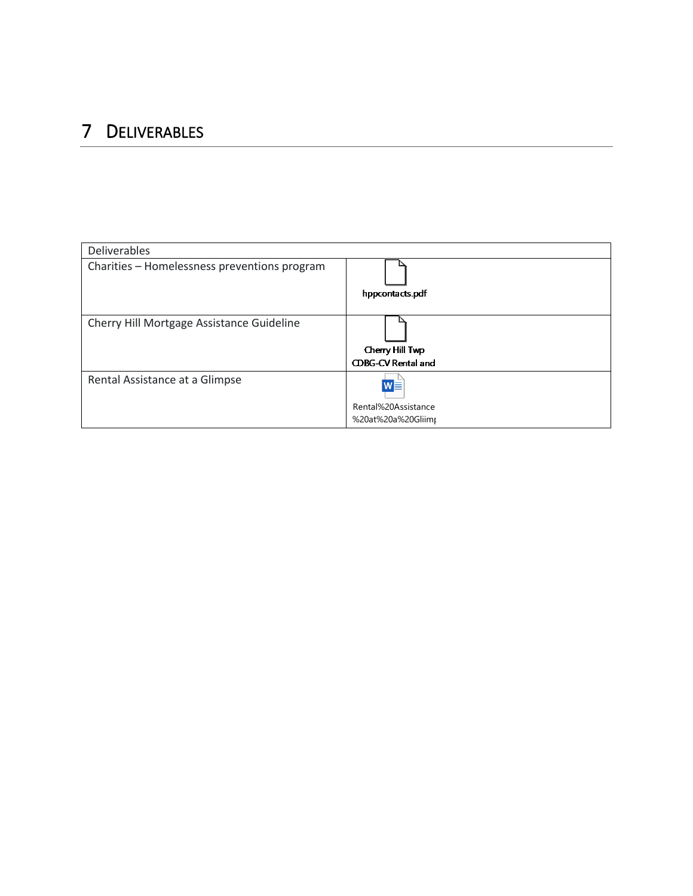# 7 DELIVERABLES

| Deliverables | |
|---|---|
| Charities – Homelessness preventions program | hppcontacts.pdf |
| Cherry Hill Mortgage Assistance Guideline | Cherry Hill Twp CDBG-CV Rental and |
| Rental Assistance at a Glimpse | Rental%20Assistance %20at%20a%20Gliimp |